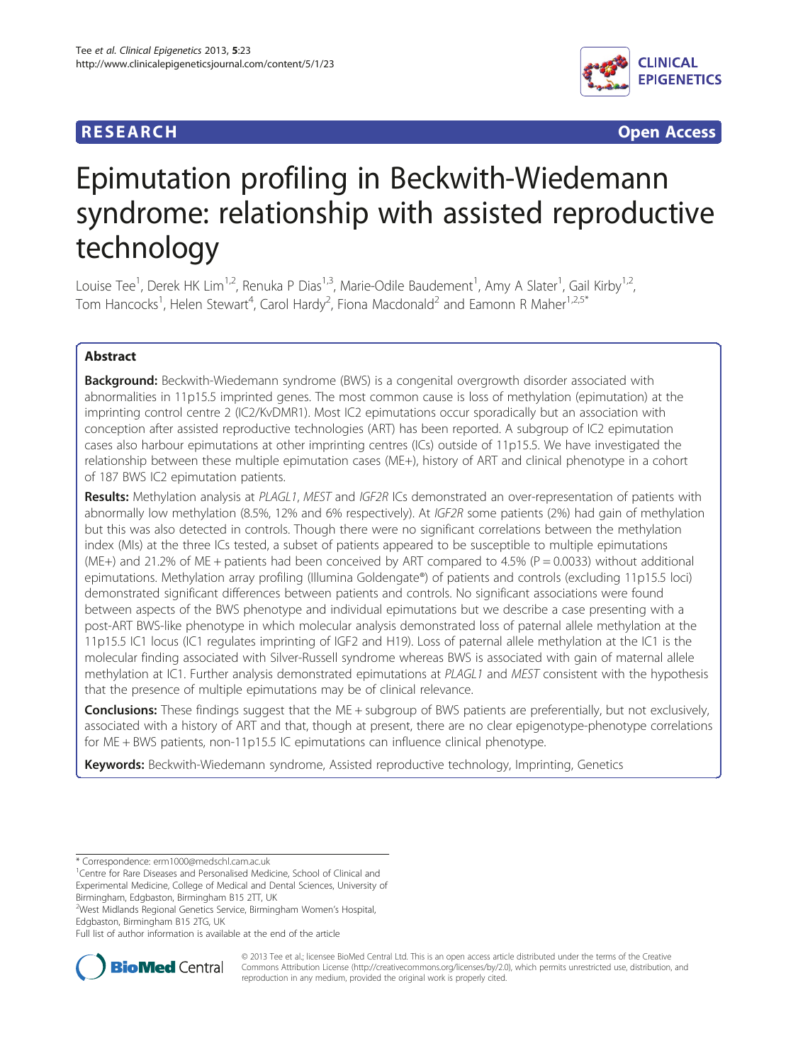**RESEARCH** **Open Access**

# Epimutation profiling in Beckwith-Wiedemann syndrome: relationship with assisted reproductive technology

Louise Tee[1], Derek HK Lim[1,2], Renuka P Dias[1,3], Marie-Odile Baudement[1], Amy A Slater[1], Gail Kirby[1,2], Tom Hancocks[1], Helen Stewart[4], Carol Hardy[2], Fiona Macdonald[2] and Eamonn R Maher[1,2,5*]

## Abstract

**Background:** Beckwith-Wiedemann syndrome (BWS) is a congenital overgrowth disorder associated with abnormalities in 11p15.5 imprinted genes. The most common cause is loss of methylation (epimutation) at the imprinting control centre 2 (IC2/KvDMR1). Most IC2 epimutations occur sporadically but an association with conception after assisted reproductive technologies (ART) has been reported. A subgroup of IC2 epimutation cases also harbour epimutations at other imprinting centres (ICs) outside of 11p15.5. We have investigated the relationship between these multiple epimutation cases (ME+), history of ART and clinical phenotype in a cohort of 187 BWS IC2 epimutation patients.

**Results:** Methylation analysis at *PLAGL1*, *MEST* and *IGF2R* ICs demonstrated an over-representation of patients with abnormally low methylation (8.5%, 12% and 6% respectively). At *IGF2R* some patients (2%) had gain of methylation but this was also detected in controls. Though there were no significant correlations between the methylation index (MIs) at the three ICs tested, a subset of patients appeared to be susceptible to multiple epimutations (ME+) and 21.2% of ME + patients had been conceived by ART compared to 4.5% (P = 0.0033) without additional epimutations. Methylation array profiling (Illumina Goldengate®) of patients and controls (excluding 11p15.5 loci) demonstrated significant differences between patients and controls. No significant associations were found between aspects of the BWS phenotype and individual epimutations but we describe a case presenting with a post-ART BWS-like phenotype in which molecular analysis demonstrated loss of paternal allele methylation at the 11p15.5 IC1 locus (IC1 regulates imprinting of IGF2 and H19). Loss of paternal allele methylation at the IC1 is the molecular finding associated with Silver-Russell syndrome whereas BWS is associated with gain of maternal allele methylation at IC1. Further analysis demonstrated epimutations at *PLAGL1* and *MEST* consistent with the hypothesis that the presence of multiple epimutations may be of clinical relevance.

**Conclusions:** These findings suggest that the ME + subgroup of BWS patients are preferentially, but not exclusively, associated with a history of ART and that, though at present, there are no clear epigenotype-phenotype correlations for ME + BWS patients, non-11p15.5 IC epimutations can influence clinical phenotype.

**Keywords:** Beckwith-Wiedemann syndrome, Assisted reproductive technology, Imprinting, Genetics

\* Correspondence: erm1000@medschl.cam.ac.uk
[1]Centre for Rare Diseases and Personalised Medicine, School of Clinical and Experimental Medicine, College of Medical and Dental Sciences, University of Birmingham, Edgbaston, Birmingham B15 2TT, UK
[2]West Midlands Regional Genetics Service, Birmingham Women's Hospital, Edgbaston, Birmingham B15 2TG, UK
Full list of author information is available at the end of the article

© 2013 Tee et al.; licensee BioMed Central Ltd. This is an open access article distributed under the terms of the Creative Commons Attribution License (http://creativecommons.org/licenses/by/2.0), which permits unrestricted use, distribution, and reproduction in any medium, provided the original work is properly cited.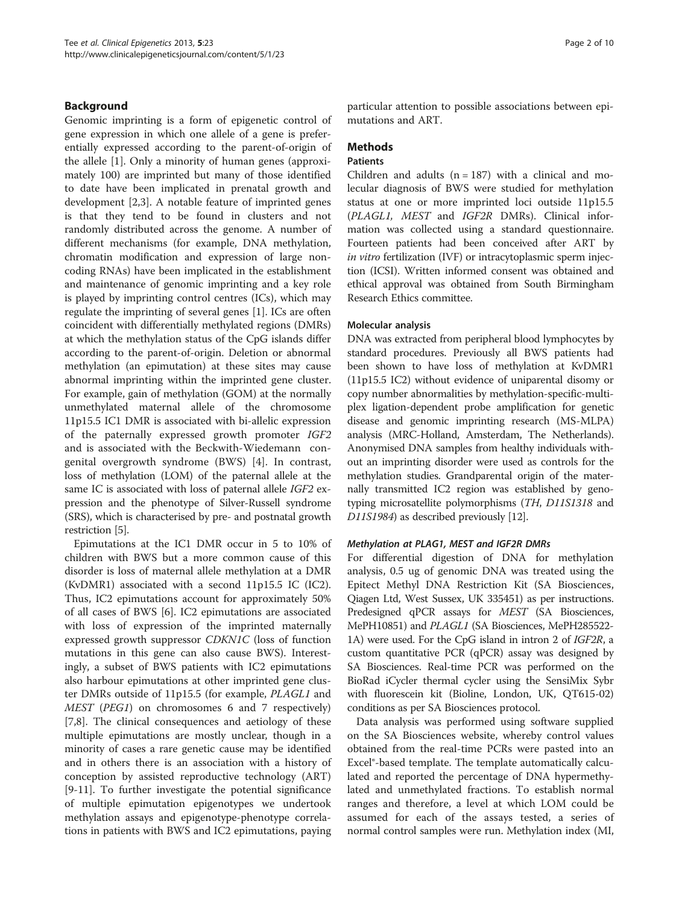## Background

Genomic imprinting is a form of epigenetic control of gene expression in which one allele of a gene is preferentially expressed according to the parent-of-origin of the allele [1]. Only a minority of human genes (approximately 100) are imprinted but many of those identified to date have been implicated in prenatal growth and development [2,3]. A notable feature of imprinted genes is that they tend to be found in clusters and not randomly distributed across the genome. A number of different mechanisms (for example, DNA methylation, chromatin modification and expression of large non-coding RNAs) have been implicated in the establishment and maintenance of genomic imprinting and a key role is played by imprinting control centres (ICs), which may regulate the imprinting of several genes [1]. ICs are often coincident with differentially methylated regions (DMRs) at which the methylation status of the CpG islands differ according to the parent-of-origin. Deletion or abnormal methylation (an epimutation) at these sites may cause abnormal imprinting within the imprinted gene cluster. For example, gain of methylation (GOM) at the normally unmethylated maternal allele of the chromosome 11p15.5 IC1 DMR is associated with bi-allelic expression of the paternally expressed growth promoter *IGF2* and is associated with the Beckwith-Wiedemann congenital overgrowth syndrome (BWS) [4]. In contrast, loss of methylation (LOM) of the paternal allele at the same IC is associated with loss of paternal allele *IGF2* expression and the phenotype of Silver-Russell syndrome (SRS), which is characterised by pre- and postnatal growth restriction [5].

Epimutations at the IC1 DMR occur in 5 to 10% of children with BWS but a more common cause of this disorder is loss of maternal allele methylation at a DMR (KvDMR1) associated with a second 11p15.5 IC (IC2). Thus, IC2 epimutations account for approximately 50% of all cases of BWS [6]. IC2 epimutations are associated with loss of expression of the imprinted maternally expressed growth suppressor *CDKN1C* (loss of function mutations in this gene can also cause BWS). Interestingly, a subset of BWS patients with IC2 epimutations also harbour epimutations at other imprinted gene cluster DMRs outside of 11p15.5 (for example, *PLAGL1* and *MEST* (*PEG1*) on chromosomes 6 and 7 respectively) [7,8]. The clinical consequences and aetiology of these multiple epimutations are mostly unclear, though in a minority of cases a rare genetic cause may be identified and in others there is an association with a history of conception by assisted reproductive technology (ART) [9-11]. To further investigate the potential significance of multiple epimutation epigenotypes we undertook methylation assays and epigenotype-phenotype correlations in patients with BWS and IC2 epimutations, paying particular attention to possible associations between epimutations and ART.

## Methods

### Patients

Children and adults (n = 187) with a clinical and molecular diagnosis of BWS were studied for methylation status at one or more imprinted loci outside 11p15.5 (*PLAGL1, MEST* and *IGF2R* DMRs). Clinical information was collected using a standard questionnaire. Fourteen patients had been conceived after ART by *in vitro* fertilization (IVF) or intracytoplasmic sperm injection (ICSI). Written informed consent was obtained and ethical approval was obtained from South Birmingham Research Ethics committee.

### Molecular analysis

DNA was extracted from peripheral blood lymphocytes by standard procedures. Previously all BWS patients had been shown to have loss of methylation at KvDMR1 (11p15.5 IC2) without evidence of uniparental disomy or copy number abnormalities by methylation-specific-multiplex ligation-dependent probe amplification for genetic disease and genomic imprinting research (MS-MLPA) analysis (MRC-Holland, Amsterdam, The Netherlands). Anonymised DNA samples from healthy individuals without an imprinting disorder were used as controls for the methylation studies. Grandparental origin of the maternally transmitted IC2 region was established by genotyping microsatellite polymorphisms (*TH, D11S1318* and *D11S1984*) as described previously [12].

#### *Methylation at PLAG1, MEST and IGF2R DMRs*

For differential digestion of DNA for methylation analysis, 0.5 ug of genomic DNA was treated using the Epitect Methyl DNA Restriction Kit (SA Biosciences, Qiagen Ltd, West Sussex, UK 335451) as per instructions. Predesigned qPCR assays for *MEST* (SA Biosciences, MePH10851) and *PLAGL1* (SA Biosciences, MePH285522-1A) were used. For the CpG island in intron 2 of *IGF2R*, a custom quantitative PCR (qPCR) assay was designed by SA Biosciences. Real-time PCR was performed on the BioRad iCycler thermal cycler using the SensiMix Sybr with fluorescein kit (Bioline, London, UK, QT615-02) conditions as per SA Biosciences protocol.

Data analysis was performed using software supplied on the SA Biosciences website, whereby control values obtained from the real-time PCRs were pasted into an Excel®-based template. The template automatically calculated and reported the percentage of DNA hypermethylated and unmethylated fractions. To establish normal ranges and therefore, a level at which LOM could be assumed for each of the assays tested, a series of normal control samples were run. Methylation index (MI,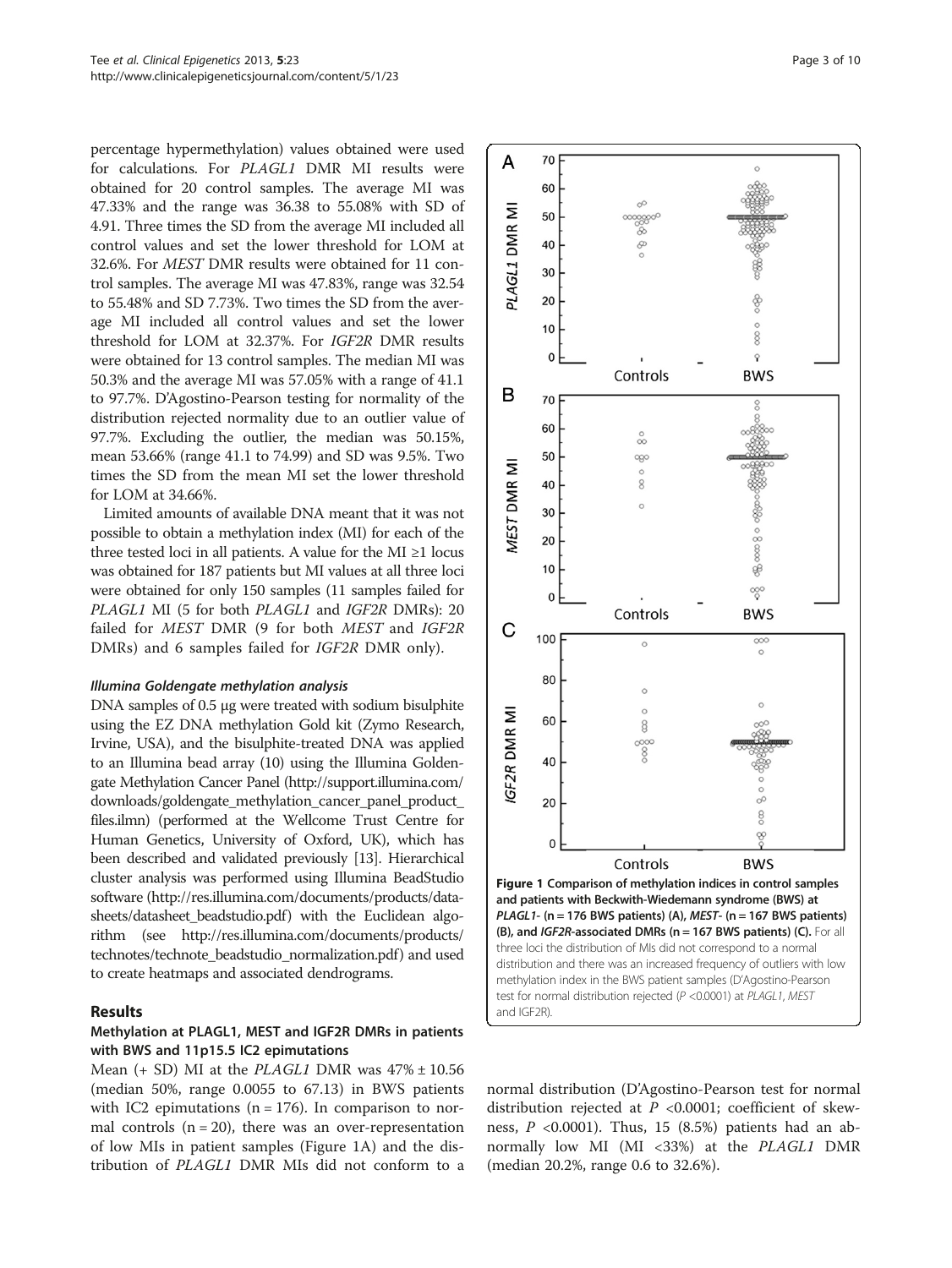percentage hypermethylation) values obtained were used for calculations. For *PLAGL1* DMR MI results were obtained for 20 control samples. The average MI was 47.33% and the range was 36.38 to 55.08% with SD of 4.91. Three times the SD from the average MI included all control values and set the lower threshold for LOM at 32.6%. For *MEST* DMR results were obtained for 11 control samples. The average MI was 47.83%, range was 32.54 to 55.48% and SD 7.73%. Two times the SD from the average MI included all control values and set the lower threshold for LOM at 32.37%. For *IGF2R* DMR results were obtained for 13 control samples. The median MI was 50.3% and the average MI was 57.05% with a range of 41.1 to 97.7%. D'Agostino-Pearson testing for normality of the distribution rejected normality due to an outlier value of 97.7%. Excluding the outlier, the median was 50.15%, mean 53.66% (range 41.1 to 74.99) and SD was 9.5%. Two times the SD from the mean MI set the lower threshold for LOM at 34.66%.

Limited amounts of available DNA meant that it was not possible to obtain a methylation index (MI) for each of the three tested loci in all patients. A value for the MI ≥1 locus was obtained for 187 patients but MI values at all three loci were obtained for only 150 samples (11 samples failed for *PLAGL1* MI (5 for both *PLAGL1* and *IGF2R* DMRs): 20 failed for *MEST* DMR (9 for both *MEST* and *IGF2R* DMRs) and 6 samples failed for *IGF2R* DMR only).

#### *Illumina Goldengate methylation analysis*

DNA samples of 0.5 μg were treated with sodium bisulphite using the EZ DNA methylation Gold kit (Zymo Research, Irvine, USA), and the bisulphite-treated DNA was applied to an Illumina bead array (10) using the Illumina Goldengate Methylation Cancer Panel (http://support.illumina.com/downloads/goldengate_methylation_cancer_panel_product_files.ilmn) (performed at the Wellcome Trust Centre for Human Genetics, University of Oxford, UK), which has been described and validated previously [13]. Hierarchical cluster analysis was performed using Illumina BeadStudio software (http://res.illumina.com/documents/products/datasheets/datasheet_beadstudio.pdf) with the Euclidean algorithm (see http://res.illumina.com/documents/products/technotes/technote_beadstudio_normalization.pdf) and used to create heatmaps and associated dendrograms.

## Results

### Methylation at PLAGL1, MEST and IGF2R DMRs in patients with BWS and 11p15.5 IC2 epimutations

Mean (+ SD) MI at the *PLAGL1* DMR was 47% ± 10.56 (median 50%, range 0.0055 to 67.13) in BWS patients with IC2 epimutations (n = 176). In comparison to normal controls (n = 20), there was an over-representation of low MIs in patient samples (Figure 1A) and the distribution of *PLAGL1* DMR MIs did not conform to a normal distribution (D'Agostino-Pearson test for normal distribution rejected at $P$ <0.0001; coefficient of skewness, $P$ <0.0001). Thus, 15 (8.5%) patients had an abnormally low MI (MI <33%) at the *PLAGL1* DMR (median 20.2%, range 0.6 to 32.6%).

**Figure 1 Comparison of methylation indices in control samples and patients with Beckwith-Wiedemann syndrome (BWS) at *PLAGL1*- (n = 176 BWS patients) (A), *MEST*- (n = 167 BWS patients) (B), and *IGF2R*-associated DMRs (n = 167 BWS patients) (C).** For all three loci the distribution of MIs did not correspond to a normal distribution and there was an increased frequency of outliers with low methylation index in the BWS patient samples (D'Agostino-Pearson test for normal distribution rejected ($P$ <0.0001) at *PLAGL1*, *MEST* and IGF2R).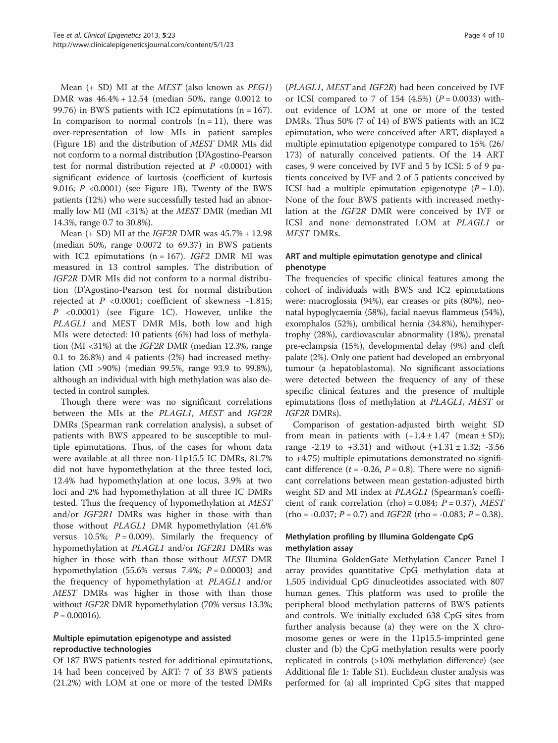Mean (+ SD) MI at the *MEST* (also known as *PEG1*) DMR was 46.4% + 12.54 (median 50%, range 0.0012 to 99.76) in BWS patients with IC2 epimutations (n = 167). In comparison to normal controls (n = 11), there was over-representation of low MIs in patient samples (Figure 1B) and the distribution of *MEST* DMR MIs did not conform to a normal distribution (D'Agostino-Pearson test for normal distribution rejected at $P$ <0.0001) with significant evidence of kurtosis (coefficient of kurtosis 9.016; $P$ <0.0001) (see Figure 1B). Twenty of the BWS patients (12%) who were successfully tested had an abnormally low MI (MI <31%) at the *MEST* DMR (median MI 14.3%, range 0.7 to 30.8%).

Mean (+ SD) MI at the *IGF2R* DMR was 45.7% + 12.98 (median 50%, range 0.0072 to 69.37) in BWS patients with IC2 epimutations (n = 167). *IGF2* DMR MI was measured in 13 control samples. The distribution of *IGF2R* DMR MIs did not conform to a normal distribution (D'Agostino-Pearson test for normal distribution rejected at $P$ <0.0001; coefficient of skewness -1.815; $P$ <0.0001) (see Figure 1C). However, unlike the *PLAGL1* and MEST DMR MIs, both low and high MIs were detected: 10 patients (6%) had loss of methylation (MI <31%) at the *IGF2R* DMR (median 12.3%, range 0.1 to 26.8%) and 4 patients (2%) had increased methylation (MI >90%) (median 99.5%, range 93.9 to 99.8%), although an individual with high methylation was also detected in control samples.

Though there were was no significant correlations between the MIs at the *PLAGL1*, *MEST* and *IGF2R* DMRs (Spearman rank correlation analysis), a subset of patients with BWS appeared to be susceptible to multiple epimutations. Thus, of the cases for whom data were available at all three non-11p15.5 IC DMRs, 81.7% did not have hypomethylation at the three tested loci, 12.4% had hypomethylation at one locus, 3.9% at two loci and 2% had hypomethylation at all three IC DMRs tested. Thus the frequency of hypomethylation at *MEST* and/or *IGF2R1* DMRs was higher in those with than those without *PLAGL1* DMR hypomethylation (41.6% versus 10.5%; $P$ = 0.009). Similarly the frequency of hypomethylation at *PLAGL1* and/or *IGF2R1* DMRs was higher in those with than those without *MEST* DMR hypomethylation (55.6% versus 7.4%; $P$ = 0.00003) and the frequency of hypomethylation at *PLAGL1* and/or *MEST* DMRs was higher in those with than those without *IGF2R* DMR hypomethylation (70% versus 13.3%; $P$ = 0.00016).

### Multiple epimutation epigenotype and assisted reproductive technologies

Of 187 BWS patients tested for additional epimutations, 14 had been conceived by ART: 7 of 33 BWS patients (21.2%) with LOM at one or more of the tested DMRs (*PLAGL1*, *MEST* and *IGF2R*) had been conceived by IVF or ICSI compared to 7 of 154 (4.5%) ($P$ = 0.0033) without evidence of LOM at one or more of the tested DMRs. Thus 50% (7 of 14) of BWS patients with an IC2 epimutation, who were conceived after ART, displayed a multiple epimutation epigenotype compared to 15% (26/173) of naturally conceived patients. Of the 14 ART cases, 9 were conceived by IVF and 5 by ICSI: 5 of 9 patients conceived by IVF and 2 of 5 patients conceived by ICSI had a multiple epimutation epigenotype ($P$ = 1.0). None of the four BWS patients with increased methylation at the *IGF2R* DMR were conceived by IVF or ICSI and none demonstrated LOM at *PLAGL1* or *MEST* DMRs.

### ART and multiple epimutation genotype and clinical phenotype

The frequencies of specific clinical features among the cohort of individuals with BWS and IC2 epimutations were: macroglossia (94%), ear creases or pits (80%), neonatal hypoglycaemia (58%), facial naevus flammeus (54%), exomphalos (52%), umbilical hernia (34.8%), hemihypertrophy (28%), cardiovascular abnormality (18%), prenatal pre-eclampsia (15%), developmental delay (9%) and cleft palate (2%). Only one patient had developed an embryonal tumour (a hepatoblastoma). No significant associations were detected between the frequency of any of these specific clinical features and the presence of multiple epimutations (loss of methylation at *PLAGL1*, *MEST* or *IGF2R* DMRs).

Comparison of gestation-adjusted birth weight SD from mean in patients with (+1.4 ± 1.47 (mean ± SD); range -2.19 to +3.31) and without (+1.31 ± 1.32; -3.56 to +4.75) multiple epimutations demonstrated no significant difference ($t$ = -0.26, $P$ = 0.8). There were no significant correlations between mean gestation-adjusted birth weight SD and MI index at *PLAGL1* (Spearman's coefficient of rank correlation (rho) = 0.084; $P$ = 0.37), *MEST* (rho = -0.037; $P$ = 0.7) and *IGF2R* (rho = -0.083; $P$ = 0.38).

### Methylation profiling by Illumina Goldengate CpG methylation assay

The Illumina GoldenGate Methylation Cancer Panel I array provides quantitative CpG methylation data at 1,505 individual CpG dinucleotides associated with 807 human genes. This platform was used to profile the peripheral blood methylation patterns of BWS patients and controls. We initially excluded 638 CpG sites from further analysis because (a) they were on the X chromosome genes or were in the 11p15.5-imprinted gene cluster and (b) the CpG methylation results were poorly replicated in controls (>10% methylation difference) (see Additional file 1: Table S1). Euclidean cluster analysis was performed for (a) all imprinted CpG sites that mapped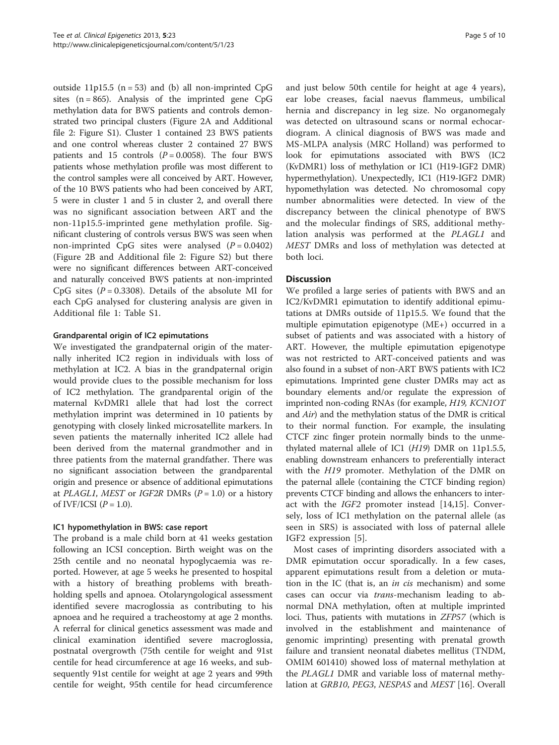outside 11p15.5 (n = 53) and (b) all non-imprinted CpG sites (n = 865). Analysis of the imprinted gene CpG methylation data for BWS patients and controls demonstrated two principal clusters (Figure 2A and Additional file 2: Figure S1). Cluster 1 contained 23 BWS patients and one control whereas cluster 2 contained 27 BWS patients and 15 controls ($P = 0.0058$). The four BWS patients whose methylation profile was most different to the control samples were all conceived by ART. However, of the 10 BWS patients who had been conceived by ART, 5 were in cluster 1 and 5 in cluster 2, and overall there was no significant association between ART and the non-11p15.5-imprinted gene methylation profile. Significant clustering of controls versus BWS was seen when non-imprinted CpG sites were analysed ($P = 0.0402$) (Figure 2B and Additional file 2: Figure S2) but there were no significant differences between ART-conceived and naturally conceived BWS patients at non-imprinted CpG sites ($P = 0.3308$). Details of the absolute MI for each CpG analysed for clustering analysis are given in Additional file 1: Table S1.

### Grandparental origin of IC2 epimutations

We investigated the grandpaternal origin of the maternally inherited IC2 region in individuals with loss of methylation at IC2. A bias in the grandpaternal origin would provide clues to the possible mechanism for loss of IC2 methylation. The grandparental origin of the maternal KvDMR1 allele that had lost the correct methylation imprint was determined in 10 patients by genotyping with closely linked microsatellite markers. In seven patients the maternally inherited IC2 allele had been derived from the maternal grandmother and in three patients from the maternal grandfather. There was no significant association between the grandparental origin and presence or absence of additional epimutations at *PLAGL1*, *MEST* or *IGF2R* DMRs ($P = 1.0$) or a history of IVF/ICSI ($P = 1.0$).

### IC1 hypomethylation in BWS: case report

The proband is a male child born at 41 weeks gestation following an ICSI conception. Birth weight was on the 25th centile and no neonatal hypoglycaemia was reported. However, at age 5 weeks he presented to hospital with a history of breathing problems with breath-holding spells and apnoea. Otolaryngological assessment identified severe macroglossia as contributing to his apnoea and he required a tracheostomy at age 2 months. A referral for clinical genetics assessment was made and clinical examination identified severe macroglossia, postnatal overgrowth (75th centile for weight and 91st centile for head circumference at age 16 weeks, and subsequently 91st centile for weight at age 2 years and 99th centile for weight, 95th centile for head circumference and just below 50th centile for height at age 4 years), ear lobe creases, facial naevus flammeus, umbilical hernia and discrepancy in leg size. No organomegaly was detected on ultrasound scans or normal echocardiogram. A clinical diagnosis of BWS was made and MS-MLPA analysis (MRC Holland) was performed to look for epimutations associated with BWS (IC2 (KvDMR1) loss of methylation or IC1 (H19-IGF2 DMR) hypermethylation). Unexpectedly, IC1 (H19-IGF2 DMR) hypomethylation was detected. No chromosomal copy number abnormalities were detected. In view of the discrepancy between the clinical phenotype of BWS and the molecular findings of SRS, additional methylation analysis was performed at the *PLAGL1* and *MEST* DMRs and loss of methylation was detected at both loci.

## Discussion

We profiled a large series of patients with BWS and an IC2/KvDMR1 epimutation to identify additional epimutations at DMRs outside of 11p15.5. We found that the multiple epimutation epigenotype (ME+) occurred in a subset of patients and was associated with a history of ART. However, the multiple epimutation epigenotype was not restricted to ART-conceived patients and was also found in a subset of non-ART BWS patients with IC2 epimutations. Imprinted gene cluster DMRs may act as boundary elements and/or regulate the expression of imprinted non-coding RNAs (for example, *H19, KCN1OT* and *Air*) and the methylation status of the DMR is critical to their normal function. For example, the insulating CTCF zinc finger protein normally binds to the unmethylated maternal allele of IC1 (*H19*) DMR on 11p1.5.5, enabling downstream enhancers to preferentially interact with the *H19* promoter. Methylation of the DMR on the paternal allele (containing the CTCF binding region) prevents CTCF binding and allows the enhancers to interact with the *IGF2* promoter instead [14,15]. Conversely, loss of IC1 methylation on the paternal allele (as seen in SRS) is associated with loss of paternal allele IGF2 expression [5].

Most cases of imprinting disorders associated with a DMR epimutation occur sporadically. In a few cases, apparent epimutations result from a deletion or mutation in the IC (that is, an *in cis* mechanism) and some cases can occur via *trans*-mechanism leading to abnormal DNA methylation, often at multiple imprinted loci. Thus, patients with mutations in *ZFP57* (which is involved in the establishment and maintenance of genomic imprinting) presenting with prenatal growth failure and transient neonatal diabetes mellitus (TNDM, OMIM 601410) showed loss of maternal methylation at the *PLAGL1* DMR and variable loss of maternal methylation at *GRB10*, *PEG3*, *NESPAS* and *MEST* [16]. Overall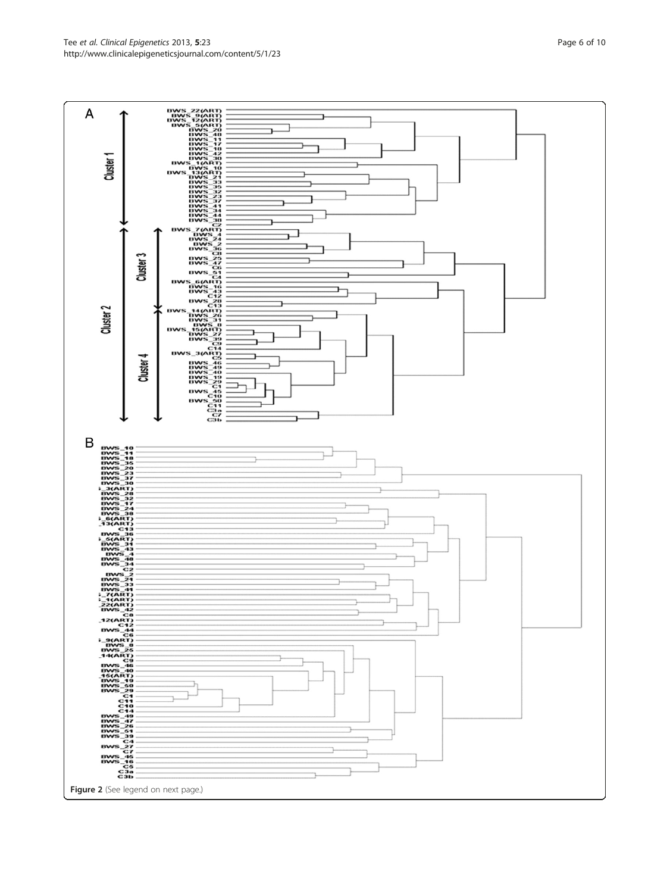Figure 2 (See legend on next page.)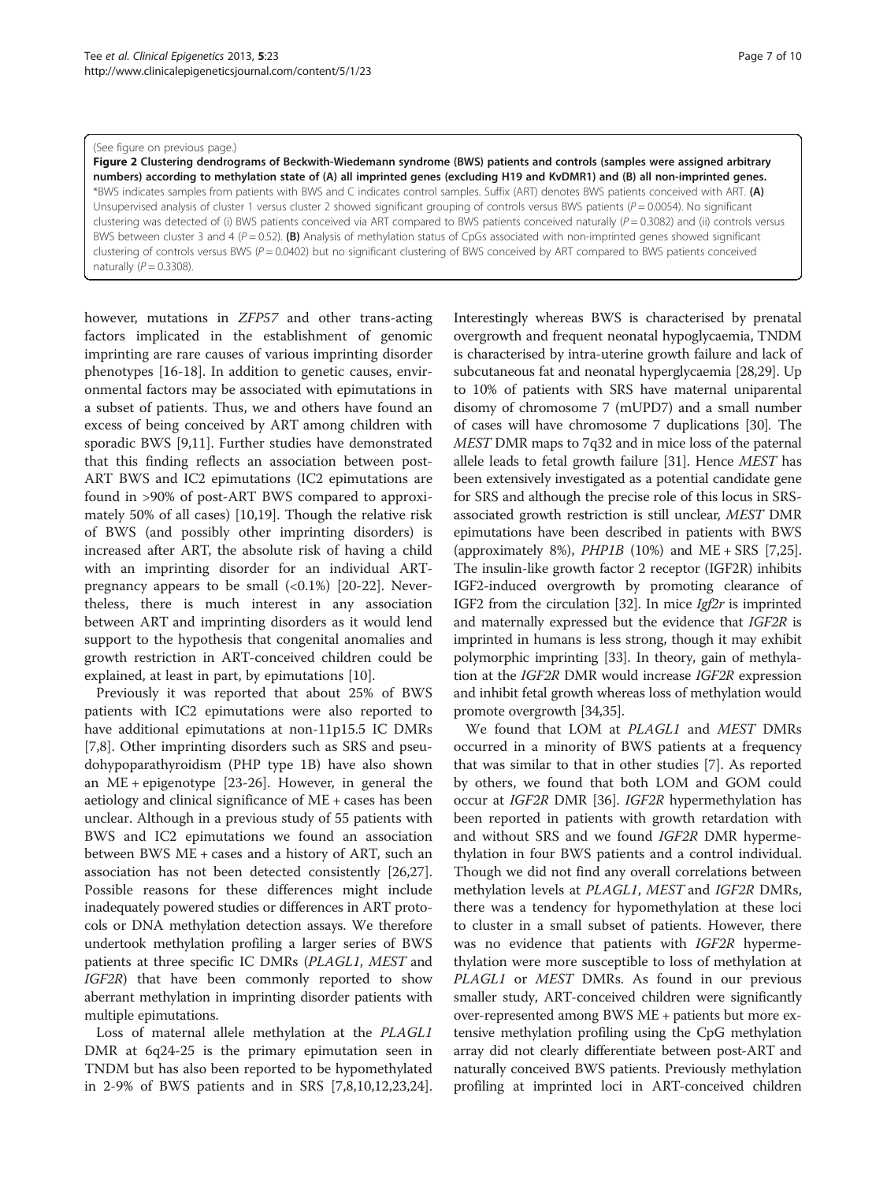(See figure on previous page.)

**Figure 2 Clustering dendrograms of Beckwith-Wiedemann syndrome (BWS) patients and controls (samples were assigned arbitrary numbers) according to methylation state of (A) all imprinted genes (excluding H19 and KvDMR1) and (B) all non-imprinted genes.** *BWS indicates samples from patients with BWS and C indicates control samples. Suffix (ART) denotes BWS patients conceived with ART. **(A)** Unsupervised analysis of cluster 1 versus cluster 2 showed significant grouping of controls versus BWS patients ($P = 0.0054$). No significant clustering was detected of (i) BWS patients conceived via ART compared to BWS patients conceived naturally ($P = 0.3082$) and (ii) controls versus BWS between cluster 3 and 4 ($P = 0.52$). **(B)** Analysis of methylation status of CpGs associated with non-imprinted genes showed significant clustering of controls versus BWS ($P = 0.0402$) but no significant clustering of BWS conceived by ART compared to BWS patients conceived naturally ($P = 0.3308$).

however, mutations in *ZFP57* and other trans-acting factors implicated in the establishment of genomic imprinting are rare causes of various imprinting disorder phenotypes [16-18]. In addition to genetic causes, environmental factors may be associated with epimutations in a subset of patients. Thus, we and others have found an excess of being conceived by ART among children with sporadic BWS [9,11]. Further studies have demonstrated that this finding reflects an association between post-ART BWS and IC2 epimutations (IC2 epimutations are found in >90% of post-ART BWS compared to approximately 50% of all cases) [10,19]. Though the relative risk of BWS (and possibly other imprinting disorders) is increased after ART, the absolute risk of having a child with an imprinting disorder for an individual ART-pregnancy appears to be small (<0.1%) [20-22]. Nevertheless, there is much interest in any association between ART and imprinting disorders as it would lend support to the hypothesis that congenital anomalies and growth restriction in ART-conceived children could be explained, at least in part, by epimutations [10].

Previously it was reported that about 25% of BWS patients with IC2 epimutations were also reported to have additional epimutations at non-11p15.5 IC DMRs [7,8]. Other imprinting disorders such as SRS and pseudohypoparathyroidism (PHP type 1B) have also shown an ME + epigenotype [23-26]. However, in general the aetiology and clinical significance of ME + cases has been unclear. Although in a previous study of 55 patients with BWS and IC2 epimutations we found an association between BWS ME + cases and a history of ART, such an association has not been detected consistently [26,27]. Possible reasons for these differences might include inadequately powered studies or differences in ART protocols or DNA methylation detection assays. We therefore undertook methylation profiling a larger series of BWS patients at three specific IC DMRs (*PLAGL1*, *MEST* and *IGF2R*) that have been commonly reported to show aberrant methylation in imprinting disorder patients with multiple epimutations.

Loss of maternal allele methylation at the *PLAGL1* DMR at 6q24-25 is the primary epimutation seen in TNDM but has also been reported to be hypomethylated in 2-9% of BWS patients and in SRS [7,8,10,12,23,24]. Interestingly whereas BWS is characterised by prenatal overgrowth and frequent neonatal hypoglycaemia, TNDM is characterised by intra-uterine growth failure and lack of subcutaneous fat and neonatal hyperglycaemia [28,29]. Up to 10% of patients with SRS have maternal uniparental disomy of chromosome 7 (mUPD7) and a small number of cases will have chromosome 7 duplications [30]. The *MEST* DMR maps to 7q32 and in mice loss of the paternal allele leads to fetal growth failure [31]. Hence *MEST* has been extensively investigated as a potential candidate gene for SRS and although the precise role of this locus in SRS-associated growth restriction is still unclear, *MEST* DMR epimutations have been described in patients with BWS (approximately 8%), *PHP1B* (10%) and ME + SRS [7,25]. The insulin-like growth factor 2 receptor (IGF2R) inhibits IGF2-induced overgrowth by promoting clearance of IGF2 from the circulation [32]. In mice *Igf2r* is imprinted and maternally expressed but the evidence that *IGF2R* is imprinted in humans is less strong, though it may exhibit polymorphic imprinting [33]. In theory, gain of methylation at the *IGF2R* DMR would increase *IGF2R* expression and inhibit fetal growth whereas loss of methylation would promote overgrowth [34,35].

We found that LOM at *PLAGL1* and *MEST* DMRs occurred in a minority of BWS patients at a frequency that was similar to that in other studies [7]. As reported by others, we found that both LOM and GOM could occur at *IGF2R* DMR [36]. *IGF2R* hypermethylation has been reported in patients with growth retardation with and without SRS and we found *IGF2R* DMR hypermethylation in four BWS patients and a control individual. Though we did not find any overall correlations between methylation levels at *PLAGL1*, *MEST* and *IGF2R* DMRs, there was a tendency for hypomethylation at these loci to cluster in a small subset of patients. However, there was no evidence that patients with *IGF2R* hypermethylation were more susceptible to loss of methylation at *PLAGL1* or *MEST* DMRs. As found in our previous smaller study, ART-conceived children were significantly over-represented among BWS ME + patients but more extensive methylation profiling using the CpG methylation array did not clearly differentiate between post-ART and naturally conceived BWS patients. Previously methylation profiling at imprinted loci in ART-conceived children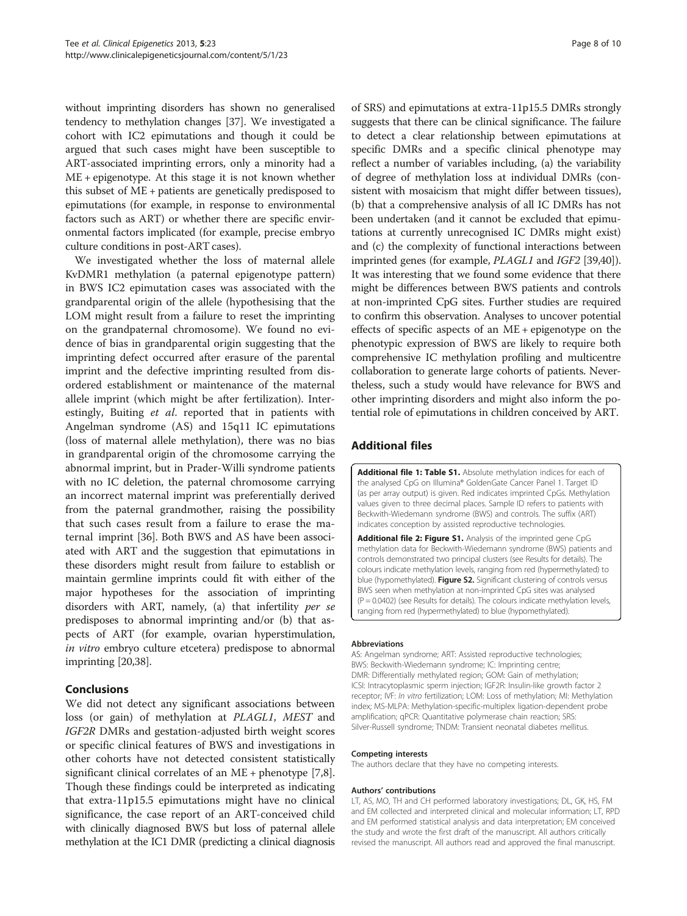without imprinting disorders has shown no generalised tendency to methylation changes [37]. We investigated a cohort with IC2 epimutations and though it could be argued that such cases might have been susceptible to ART-associated imprinting errors, only a minority had a ME + epigenotype. At this stage it is not known whether this subset of ME + patients are genetically predisposed to epimutations (for example, in response to environmental factors such as ART) or whether there are specific environmental factors implicated (for example, precise embryo culture conditions in post-ART cases).

We investigated whether the loss of maternal allele KvDMR1 methylation (a paternal epigenotype pattern) in BWS IC2 epimutation cases was associated with the grandparental origin of the allele (hypothesising that the LOM might result from a failure to reset the imprinting on the grandpaternal chromosome). We found no evidence of bias in grandparental origin suggesting that the imprinting defect occurred after erasure of the parental imprint and the defective imprinting resulted from disordered establishment or maintenance of the maternal allele imprint (which might be after fertilization). Interestingly, Buiting *et al*. reported that in patients with Angelman syndrome (AS) and 15q11 IC epimutations (loss of maternal allele methylation), there was no bias in grandparental origin of the chromosome carrying the abnormal imprint, but in Prader-Willi syndrome patients with no IC deletion, the paternal chromosome carrying an incorrect maternal imprint was preferentially derived from the paternal grandmother, raising the possibility that such cases result from a failure to erase the maternal imprint [36]. Both BWS and AS have been associated with ART and the suggestion that epimutations in these disorders might result from failure to establish or maintain germline imprints could fit with either of the major hypotheses for the association of imprinting disorders with ART, namely, (a) that infertility *per se* predisposes to abnormal imprinting and/or (b) that aspects of ART (for example, ovarian hyperstimulation, *in vitro* embryo culture etcetera) predispose to abnormal imprinting [20,38].

## Conclusions

We did not detect any significant associations between loss (or gain) of methylation at *PLAGL1*, *MEST* and *IGF2R* DMRs and gestation-adjusted birth weight scores or specific clinical features of BWS and investigations in other cohorts have not detected consistent statistically significant clinical correlates of an ME + phenotype [7,8]. Though these findings could be interpreted as indicating that extra-11p15.5 epimutations might have no clinical significance, the case report of an ART-conceived child with clinically diagnosed BWS but loss of paternal allele methylation at the IC1 DMR (predicting a clinical diagnosis of SRS) and epimutations at extra-11p15.5 DMRs strongly suggests that there can be clinical significance. The failure to detect a clear relationship between epimutations at specific DMRs and a specific clinical phenotype may reflect a number of variables including, (a) the variability of degree of methylation loss at individual DMRs (consistent with mosaicism that might differ between tissues), (b) that a comprehensive analysis of all IC DMRs has not been undertaken (and it cannot be excluded that epimutations at currently unrecognised IC DMRs might exist) and (c) the complexity of functional interactions between imprinted genes (for example, *PLAGL1* and *IGF2* [39,40]). It was interesting that we found some evidence that there might be differences between BWS patients and controls at non-imprinted CpG sites. Further studies are required to confirm this observation. Analyses to uncover potential effects of specific aspects of an ME + epigenotype on the phenotypic expression of BWS are likely to require both comprehensive IC methylation profiling and multicentre collaboration to generate large cohorts of patients. Nevertheless, such a study would have relevance for BWS and other imprinting disorders and might also inform the potential role of epimutations in children conceived by ART.

## Additional files

**Additional file 1: Table S1.** Absolute methylation indices for each of the analysed CpG on Illumina® GoldenGate Cancer Panel 1. Target ID (as per array output) is given. Red indicates imprinted CpGs. Methylation values given to three decimal places. Sample ID refers to patients with Beckwith-Wiedemann syndrome (BWS) and controls. The suffix (ART) indicates conception by assisted reproductive technologies.

**Additional file 2: Figure S1.** Analysis of the imprinted gene CpG methylation data for Beckwith-Wiedemann syndrome (BWS) patients and controls demonstrated two principal clusters (see Results for details). The colours indicate methylation levels, ranging from red (hypermethylated) to blue (hypomethylated). **Figure S2.** Significant clustering of controls versus BWS seen when methylation at non-imprinted CpG sites was analysed ($P = 0.0402$) (see Results for details). The colours indicate methylation levels, ranging from red (hypermethylated) to blue (hypomethylated).

#### Abbreviations

AS: Angelman syndrome; ART: Assisted reproductive technologies; BWS: Beckwith-Wiedemann syndrome; IC: Imprinting centre; DMR: Differentially methylated region; GOM: Gain of methylation; ICSI: Intracytoplasmic sperm injection; IGF2R: Insulin-like growth factor 2 receptor; IVF: *In vitro* fertilization; LOM: Loss of methylation; MI: Methylation index; MS-MLPA: Methylation-specific-multiplex ligation-dependent probe amplification; qPCR: Quantitative polymerase chain reaction; SRS: Silver-Russell syndrome; TNDM: Transient neonatal diabetes mellitus.

#### Competing interests

The authors declare that they have no competing interests.

#### Authors' contributions

LT, AS, MO, TH and CH performed laboratory investigations; DL, GK, HS, FM and EM collected and interpreted clinical and molecular information; LT, RPD and EM performed statistical analysis and data interpretation; EM conceived the study and wrote the first draft of the manuscript. All authors critically revised the manuscript. All authors read and approved the final manuscript.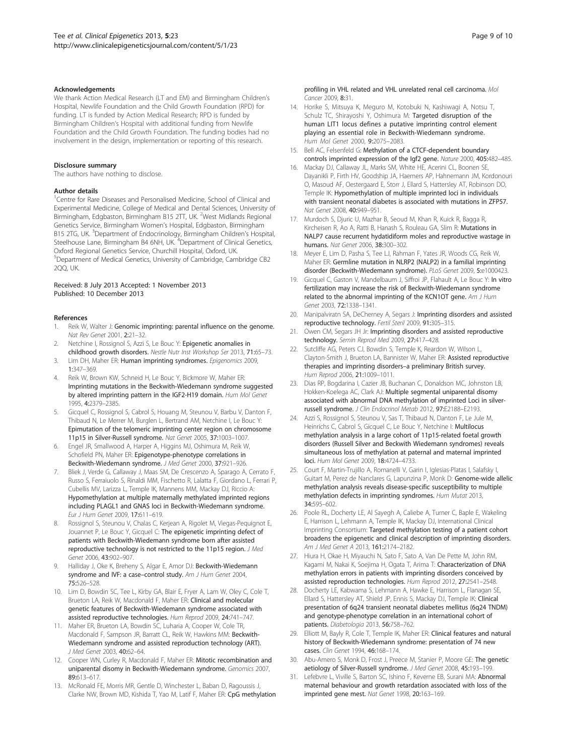### Acknowledgements

We thank Action Medical Research (LT and EM) and Birmingham Children's Hospital, Newlife Foundation and the Child Growth Foundation (RPD) for funding. LT is funded by Action Medical Research; RPD is funded by Birmingham Children's Hospital with additional funding from Newlife Foundation and the Child Growth Foundation. The funding bodies had no involvement in the design, implementation or reporting of this research.

### Disclosure summary

The authors have nothing to disclose.

### Author details

[1]Centre for Rare Diseases and Personalised Medicine, School of Clinical and Experimental Medicine, College of Medical and Dental Sciences, University of Birmingham, Edgbaston, Birmingham B15 2TT, UK. [2]West Midlands Regional Genetics Service, Birmingham Women's Hospital, Edgbaston, Birmingham B15 2TG, UK. [3]Department of Endocrinology, Birmingham Children's Hospital, Steelhouse Lane, Birmingham B4 6NH, UK. [4]Department of Clinical Genetics, Oxford Regional Genetics Service, Churchill Hospital, Oxford, UK. [5]Department of Medical Genetics, University of Cambridge, Cambridge CB2 2QQ, UK.

Received: 8 July 2013 Accepted: 1 November 2013
Published: 10 December 2013

### References

1. Reik W, Walter J: **Genomic imprinting: parental influence on the genome.** *Nat Rev Genet* 2001, **2:**21–32.
2. Netchine I, Rossignol S, Azzi S, Le Bouc Y: **Epigenetic anomalies in childhood growth disorders.** *Nestle Nutr Inst Workshop Ser* 2013, **71:**65–73.
3. Lim DH, Maher ER: **Human imprinting syndromes.** *Epigenomics* 2009, **1:**347–369.
4. Reik W, Brown KW, Schneid H, Le Bouc Y, Bickmore W, Maher ER: **Imprinting mutations in the Beckwith-Wiedemann syndrome suggested by altered imprinting pattern in the IGF2-H19 domain.** *Hum Mol Genet* 1995, **4:**2379–2385.
5. Gicquel C, Rossignol S, Cabrol S, Houang M, Steunou V, Barbu V, Danton F, Thibaud N, Le Merrer M, Burglen L, Bertrand AM, Netchine I, Le Bouc Y: **Epimutation of the telomeric imprinting center region on chromosome 11p15 in Silver-Russell syndrome.** *Nat Genet* 2005, **37:**1003–1007.
6. Engel JR, Smallwood A, Harper A, Higgins MJ, Oshimura M, Reik W, Schofield PN, Maher ER: **Epigenotype-phenotype correlations in Beckwith-Wiedemann syndrome.** *J Med Genet* 2000, **37:**921–926.
7. Bliek J, Verde G, Callaway J, Maas SM, De Crescenzo A, Sparago A, Cerrato F, Russo S, Ferraiuolo S, Rinaldi MM, Fischetto R, Lalatta F, Giordano L, Ferrari P, Cubellis MV, Larizza L, Temple IK, Mannens MM, Mackay DJ, Riccio A: **Hypomethylation at multiple maternally methylated imprinted regions including PLAGL1 and GNAS loci in Beckwith-Wiedemann syndrome.** *Eur J Hum Genet* 2009, **17:**611–619.
8. Rossignol S, Steunou V, Chalas C, Kerjean A, Rigolet M, Viegas-Pequignot E, Jouannet P, Le Bouc Y, Gicquel C: **The epigenetic imprinting defect of patients with Beckwith-Wiedemann syndrome born after assisted reproductive technology is not restricted to the 11p15 region.** *J Med Genet* 2006, **43:**902–907.
9. Halliday J, Oke K, Breheny S, Algar E, Amor DJ: **Beckwith-Wiedemann syndrome and IVF: a case–control study.** *Am J Hum Genet* 2004, **75:**526–528.
10. Lim D, Bowdin SC, Tee L, Kirby GA, Blair E, Fryer A, Lam W, Oley C, Cole T, Brueton LA, Reik W, Macdonald F, Maher ER: **Clinical and molecular genetic features of Beckwith-Wiedemann syndrome associated with assisted reproductive technologies.** *Hum Reprod* 2009, **24:**741–747.
11. Maher ER, Brueton LA, Bowdin SC, Luharia A, Cooper W, Cole TR, Macdonald F, Sampson JR, Barratt CL, Reik W, Hawkins MM: **Beckwith-Wiedemann syndrome and assisted reproduction technology (ART).** *J Med Genet* 2003, **40:**62–64.
12. Cooper WN, Curley R, Macdonald F, Maher ER: **Mitotic recombination and uniparental disomy in Beckwith-Wiedemann syndrome.** *Genomics* 2007, **89:**613–617.
13. McRonald FE, Morris MR, Gentle D, Winchester L, Baban D, Ragoussis J, Clarke NW, Brown MD, Kishida T, Yao M, Latif F, Maher ER: **CpG methylation profiling in VHL related and VHL unrelated renal cell carcinoma.** *Mol Cancer* 2009, **8:**31.
14. Horike S, Mitsuya K, Meguro M, Kotobuki N, Kashiwagi A, Notsu T, Schulz TC, Shirayoshi Y, Oshimura M: **Targeted disruption of the human LIT1 locus defines a putative imprinting control element playing an essential role in Beckwith-Wiedemann syndrome.** *Hum Mol Genet* 2000, **9:**2075–2083.
15. Bell AC, Felsenfeld G: **Methylation of a CTCF-dependent boundary controls imprinted expression of the Igf2 gene.** *Nature* 2000, **405:**482–485.
16. Mackay DJ, Callaway JL, Marks SM, White HE, Acerini CL, Boonen SE, Dayanikli P, Firth HV, Goodship JA, Haemers AP, Hahnemann JM, Kordonouri O, Masoud AF, Oestergaard E, Storr J, Ellard S, Hattersley AT, Robinson DO, Temple IK: **Hypomethylation of multiple imprinted loci in individuals with transient neonatal diabetes is associated with mutations in ZFP57.** *Nat Genet* 2008, **40:**949–951.
17. Murdoch S, Djuric U, Mazhar B, Seoud M, Khan R, Kuick R, Bagga R, Kircheisen R, Ao A, Ratti B, Hanash S, Rouleau GA, Slim R: **Mutations in NALP7 cause recurrent hydatidiform moles and reproductive wastage in humans.** *Nat Genet* 2006, **38:**300–302.
18. Meyer E, Lim D, Pasha S, Tee LJ, Rahman F, Yates JR, Woods CG, Reik W, Maher ER: **Germline mutation in NLRP2 (NALP2) in a familial imprinting disorder (Beckwith-Wiedemann syndrome).** *PLoS Genet* 2009, **5:**e1000423.
19. Gicquel C, Gaston V, Mandelbaum J, Siffroi JP, Flahault A, Le Bouc Y: **In vitro fertilization may increase the risk of Beckwith-Wiedemann syndrome related to the abnormal imprinting of the KCN1OT gene.** *Am J Hum Genet* 2003, **72:**1338–1341.
20. Manipalviratn SA, DeCherney A, Segars J: **Imprinting disorders and assisted reproductive technology.** *Fertil Steril* 2009, **91:**305–315.
21. Owen CM, Segars JH Jr: **Imprinting disorders and assisted reproductive technology.** *Semin Reprod Med* 2009, **27:**417–428.
22. Sutcliffe AG, Peters CJ, Bowdin S, Temple K, Reardon W, Wilson L, Clayton-Smith J, Brueton LA, Bannister W, Maher ER: **Assisted reproductive therapies and imprinting disorders–a preliminary British survey.** *Hum Reprod* 2006, **21:**1009–1011.
23. Dias RP, Bogdarina I, Cazier JB, Buchanan C, Donaldson MC, Johnston LB, Hokken-Koelega AC, Clark AJ: **Multiple segmental uniparental disomy associated with abnormal DNA methylation of imprinted Loci in silver-russell syndrome.** *J Clin Endocrinol Metab* 2012, **97:**E2188–E2193.
24. Azzi S, Rossignol S, Steunou V, Sas T, Thibaud N, Danton F, Le Jule M, Heinrichs C, Cabrol S, Gicquel C, Le Bouc Y, Netchine I: **Multilocus methylation analysis in a large cohort of 11p15-related foetal growth disorders (Russell Silver and Beckwith Wiedemann syndromes) reveals simultaneous loss of methylation at paternal and maternal imprinted loci.** *Hum Mol Genet* 2009, **18:**4724–4733.
25. Court F, Martin-Trujillo A, Romanelli V, Garin I, Iglesias-Platas I, Salafsky I, Guitart M, Perez de Nanclares G, Lapunzina P, Monk D: **Genome-wide allelic methylation analysis reveals disease-specific susceptibility to multiple methylation defects in imprinting syndromes.** *Hum Mutat* 2013, **34:**595–602.
26. Poole RL, Docherty LE, Al Sayegh A, Caliebe A, Turner C, Baple E, Wakeling E, Harrison L, Lehmann A, Temple IK, Mackay DJ, International Clinical Imprinting Consortium: **Targeted methylation testing of a patient cohort broadens the epigenetic and clinical description of imprinting disorders.** *Am J Med Genet A* 2013, **161:**2174–2182.
27. Hiura H, Okae H, Miyauchi N, Sato F, Sato A, Van De Pette M, John RM, Kagami M, Nakai K, Soejima H, Ogata T, Arima T: **Characterization of DNA methylation errors in patients with imprinting disorders conceived by assisted reproduction technologies.** *Hum Reprod* 2012, **27:**2541–2548.
28. Docherty LE, Kabwama S, Lehmann A, Hawke E, Harrison L, Flanagan SE, Ellard S, Hattersley AT, Shield JP, Ennis S, Mackay DJ, Temple IK: **Clinical presentation of 6q24 transient neonatal diabetes mellitus (6q24 TNDM) and genotype-phenotype correlation in an international cohort of patients.** *Diabetologia* 2013, **56:**758–762.
29. Elliott M, Bayly R, Cole T, Temple IK, Maher ER: **Clinical features and natural history of Beckwith-Wiedemann syndrome: presentation of 74 new cases.** *Clin Genet* 1994, **46:**168–174.
30. Abu-Amero S, Monk D, Frost J, Preece M, Stanier P, Moore GE: **The genetic aetiology of Silver-Russell syndrome.** *J Med Genet* 2008, **45:**193–199.
31. Lefebvre L, Viville S, Barton SC, Ishino F, Keverne EB, Surani MA: **Abnormal maternal behaviour and growth retardation associated with loss of the imprinted gene mest.** *Nat Genet* 1998, **20:**163–169.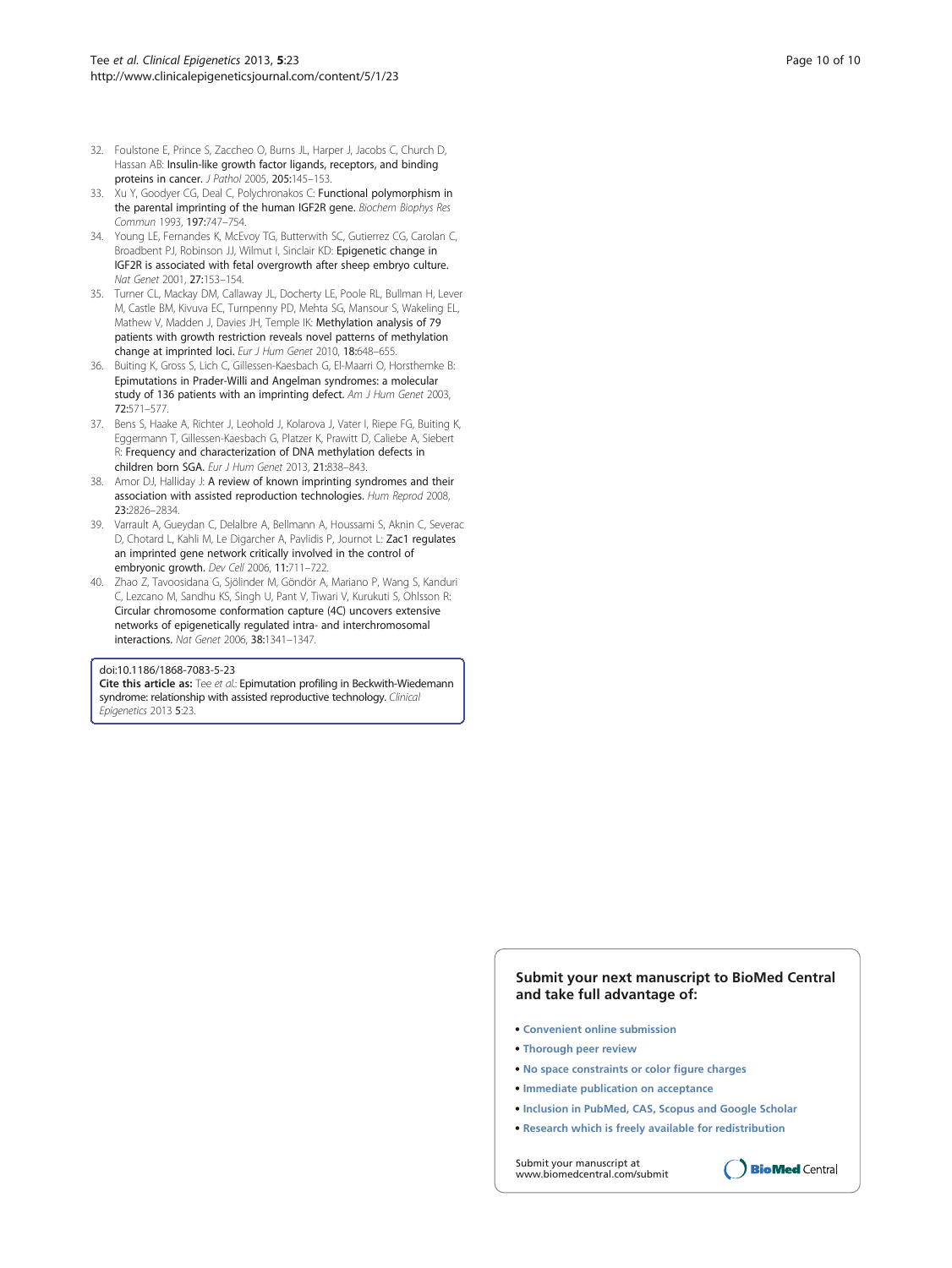32. Foulstone E, Prince S, Zaccheo O, Burns JL, Harper J, Jacobs C, Church D, Hassan AB: Insulin-like growth factor ligands, receptors, and binding proteins in cancer. *J Pathol* 2005, **205**:145–153.
33. Xu Y, Goodyer CG, Deal C, Polychronakos C: Functional polymorphism in the parental imprinting of the human IGF2R gene. *Biochem Biophys Res Commun* 1993, **197**:747–754.
34. Young LE, Fernandes K, McEvoy TG, Butterwith SC, Gutierrez CG, Carolan C, Broadbent PJ, Robinson JJ, Wilmut I, Sinclair KD: Epigenetic change in IGF2R is associated with fetal overgrowth after sheep embryo culture. *Nat Genet* 2001, **27**:153–154.
35. Turner CL, Mackay DM, Callaway JL, Docherty LE, Poole RL, Bullman H, Lever M, Castle BM, Kivuva EC, Turnpenny PD, Mehta SG, Mansour S, Wakeling EL, Mathew V, Madden J, Davies JH, Temple IK: Methylation analysis of 79 patients with growth restriction reveals novel patterns of methylation change at imprinted loci. *Eur J Hum Genet* 2010, **18**:648–655.
36. Buiting K, Gross S, Lich C, Gillessen-Kaesbach G, El-Maarri O, Horsthemke B: Epimutations in Prader-Willi and Angelman syndromes: a molecular study of 136 patients with an imprinting defect. *Am J Hum Genet* 2003, **72**:571–577.
37. Bens S, Haake A, Richter J, Leohold J, Kolarova J, Vater I, Riepe FG, Buiting K, Eggermann T, Gillessen-Kaesbach G, Platzer K, Prawitt D, Caliebe A, Siebert R: Frequency and characterization of DNA methylation defects in children born SGA. *Eur J Hum Genet* 2013, **21**:838–843.
38. Amor DJ, Halliday J: A review of known imprinting syndromes and their association with assisted reproduction technologies. *Hum Reprod* 2008, **23**:2826–2834.
39. Varrault A, Gueydan C, Delalbre A, Bellmann A, Houssami S, Aknin C, Severac D, Chotard L, Kahli M, Le Digarcher A, Pavlidis P, Journot L: Zac1 regulates an imprinted gene network critically involved in the control of embryonic growth. *Dev Cell* 2006, **11**:711–722.
40. Zhao Z, Tavoosidana G, Sjölinder M, Göndör A, Mariano P, Wang S, Kanduri C, Lezcano M, Sandhu KS, Singh U, Pant V, Tiwari V, Kurukuti S, Ohlsson R: Circular chromosome conformation capture (4C) uncovers extensive networks of epigenetically regulated intra- and interchromosomal interactions. *Nat Genet* 2006, **38**:1341–1347.

doi:10.1186/1868-7083-5-23

**Cite this article as:** Tee *et al.*: Epimutation profiling in Beckwith-Wiedemann syndrome: relationship with assisted reproductive technology. *Clinical Epigenetics* 2013 **5**:23.